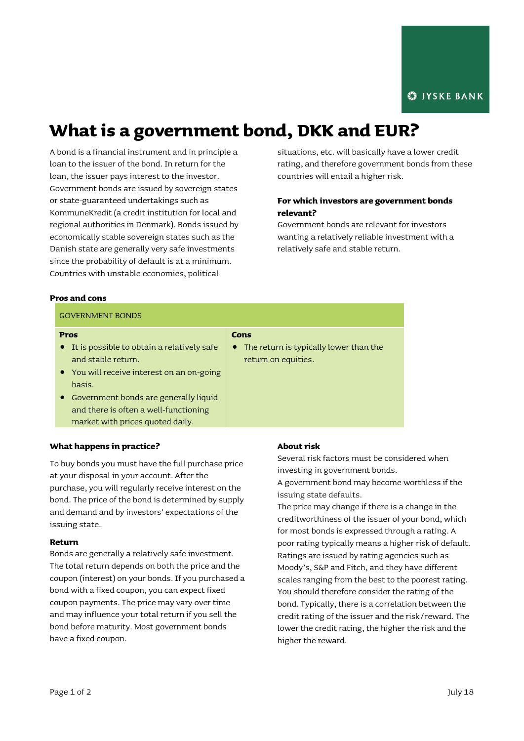JYSKE BANK

# What is a government bond, DKK and EUR?

A bond is a financial instrument and in principle a loan to the issuer of the bond. In return for the loan, the issuer pays interest to the investor. Government bonds are issued by sovereign states or state-guaranteed undertakings such as KommuneKredit (a credit institution for local and regional authorities in Denmark). Bonds issued by economically stable sovereign states such as the Danish state are generally very safe investments since the probability of default is at a minimum. Countries with unstable economies, political situations, etc. will basically have a lower credit rating, and therefore government bonds from these countries will entail a higher risk.

### For which investors are government bonds relevant?

Government bonds are relevant for investors wanting a relatively reliable investment with a relatively safe and stable return.

### Pros and cons

| GOVERNMENT BONDS | |
|---|---|
| **Pros** | **Cons** |
| • It is possible to obtain a relatively safe and stable return.<br>• You will receive interest on an on-going basis.<br>• Government bonds are generally liquid and there is often a well-functioning market with prices quoted daily. | • The return is typically lower than the return on equities. |

### What happens in practice?

To buy bonds you must have the full purchase price at your disposal in your account. After the purchase, you will regularly receive interest on the bond. The price of the bond is determined by supply and demand and by investors' expectations of the issuing state.

### Return

Bonds are generally a relatively safe investment. The total return depends on both the price and the coupon (interest) on your bonds. If you purchased a bond with a fixed coupon, you can expect fixed coupon payments. The price may vary over time and may influence your total return if you sell the bond before maturity. Most government bonds have a fixed coupon.

### About risk

Several risk factors must be considered when investing in government bonds.

A government bond may become worthless if the issuing state defaults.

The price may change if there is a change in the creditworthiness of the issuer of your bond, which for most bonds is expressed through a rating. A poor rating typically means a higher risk of default. Ratings are issued by rating agencies such as Moody's, S&P and Fitch, and they have different scales ranging from the best to the poorest rating. You should therefore consider the rating of the bond. Typically, there is a correlation between the credit rating of the issuer and the risk/reward. The lower the credit rating, the higher the risk and the higher the reward.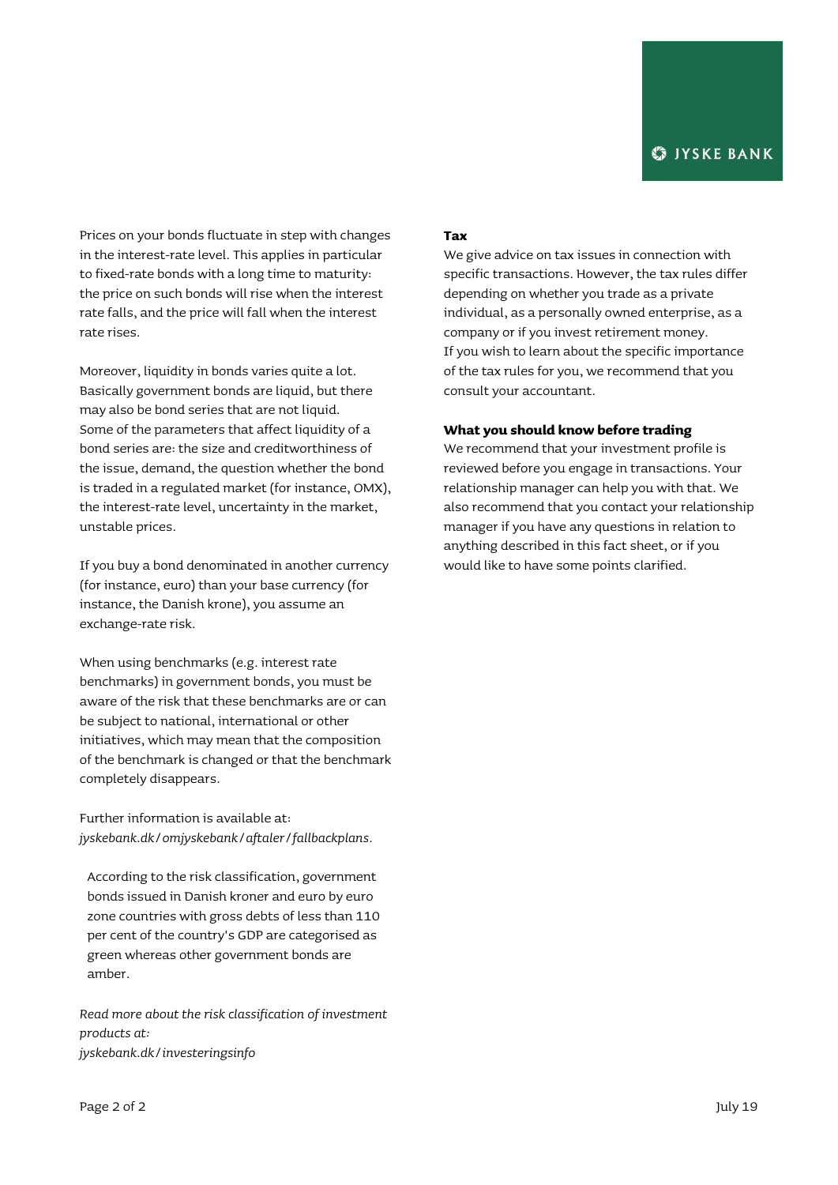Prices on your bonds fluctuate in step with changes in the interest-rate level. This applies in particular to fixed-rate bonds with a long time to maturity: the price on such bonds will rise when the interest rate falls, and the price will fall when the interest rate rises.

Moreover, liquidity in bonds varies quite a lot. Basically government bonds are liquid, but there may also be bond series that are not liquid. Some of the parameters that affect liquidity of a bond series are: the size and creditworthiness of the issue, demand, the question whether the bond is traded in a regulated market (for instance, OMX), the interest-rate level, uncertainty in the market, unstable prices.

If you buy a bond denominated in another currency (for instance, euro) than your base currency (for instance, the Danish krone), you assume an exchange-rate risk.

When using benchmarks (e.g. interest rate benchmarks) in government bonds, you must be aware of the risk that these benchmarks are or can be subject to national, international or other initiatives, which may mean that the composition of the benchmark is changed or that the benchmark completely disappears.

Further information is available at: *jyskebank.dk/omjyskebank/aftaler/fallbackplans*.

According to the risk classification, government bonds issued in Danish kroner and euro by euro zone countries with gross debts of less than 110 per cent of the country's GDP are categorised as green whereas other government bonds are amber.

*Read more about the risk classification of investment products at: jyskebank.dk/investeringsinfo*

**Tax**

We give advice on tax issues in connection with specific transactions. However, the tax rules differ depending on whether you trade as a private individual, as a personally owned enterprise, as a company or if you invest retirement money. If you wish to learn about the specific importance of the tax rules for you, we recommend that you consult your accountant.

**What you should know before trading**

We recommend that your investment profile is reviewed before you engage in transactions. Your relationship manager can help you with that. We also recommend that you contact your relationship manager if you have any questions in relation to anything described in this fact sheet, or if you would like to have some points clarified.

July 19